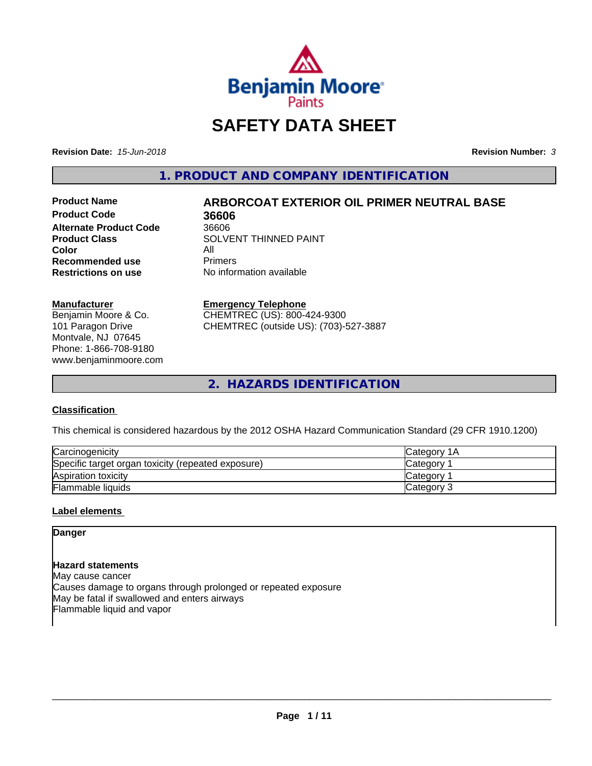# SAFETY DATA SHEET

**Revision Date:** *15-Jun-2018* **Revision Number:** *3*

## 1. PRODUCT AND COMPANY IDENTIFICATION

| | |
|---|---|
| **Product Name** | **ARBORCOAT EXTERIOR OIL PRIMER NEUTRAL BASE** |
| **Product Code** | **36606** |
| **Alternate Product Code** | 36606 |
| **Product Class** | SOLVENT THINNED PAINT |
| **Color** | All |
| **Recommended use** | Primers |
| **Restrictions on use** | No information available |

**Manufacturer**
Benjamin Moore & Co.
101 Paragon Drive
Montvale, NJ 07645
Phone: 1-866-708-9180
www.benjaminmoore.com

**Emergency Telephone**
CHEMTREC (US): 800-424-9300
CHEMTREC (outside US): (703)-527-3887

## 2. HAZARDS IDENTIFICATION

### Classification

This chemical is considered hazardous by the 2012 OSHA Hazard Communication Standard (29 CFR 1910.1200)

| | |
|---|---|
| Carcinogenicity | Category 1A |
| Specific target organ toxicity (repeated exposure) | Category 1 |
| Aspiration toxicity | Category 1 |
| Flammable liquids | Category 3 |

### Label elements

**Danger**

**Hazard statements**
May cause cancer
Causes damage to organs through prolonged or repeated exposure
May be fatal if swallowed and enters airways
Flammable liquid and vapor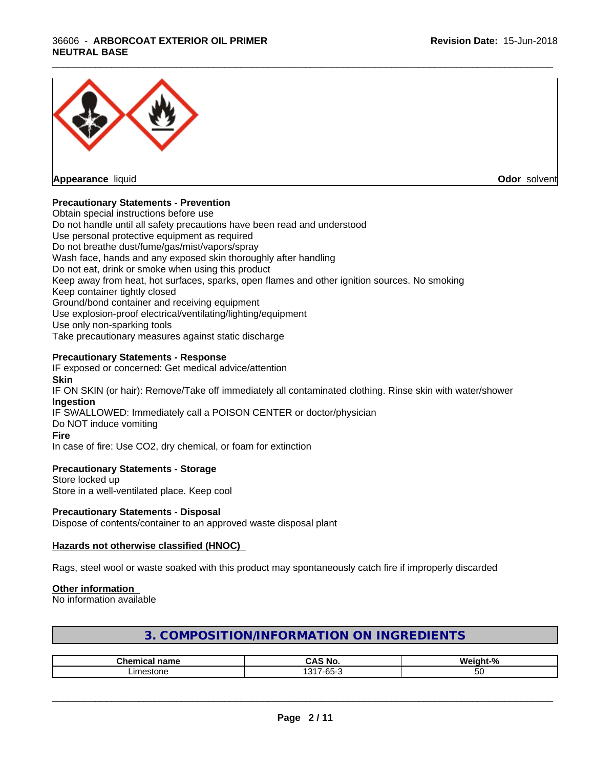**Appearance** liquid **Odor** solvent

**Precautionary Statements - Prevention**

Obtain special instructions before use
Do not handle until all safety precautions have been read and understood
Use personal protective equipment as required
Do not breathe dust/fume/gas/mist/vapors/spray
Wash face, hands and any exposed skin thoroughly after handling
Do not eat, drink or smoke when using this product
Keep away from heat, hot surfaces, sparks, open flames and other ignition sources. No smoking
Keep container tightly closed
Ground/bond container and receiving equipment
Use explosion-proof electrical/ventilating/lighting/equipment
Use only non-sparking tools
Take precautionary measures against static discharge

**Precautionary Statements - Response**

IF exposed or concerned: Get medical advice/attention

**Skin**

IF ON SKIN (or hair): Remove/Take off immediately all contaminated clothing. Rinse skin with water/shower

**Ingestion**

IF SWALLOWED: Immediately call a POISON CENTER or doctor/physician
Do NOT induce vomiting

**Fire**

In case of fire: Use CO2, dry chemical, or foam for extinction

**Precautionary Statements - Storage**

Store locked up
Store in a well-ventilated place. Keep cool

**Precautionary Statements - Disposal**

Dispose of contents/container to an approved waste disposal plant

**Hazards not otherwise classified (HNOC)**

Rags, steel wool or waste soaked with this product may spontaneously catch fire if improperly discarded

**Other information**

No information available

## 3. COMPOSITION/INFORMATION ON INGREDIENTS

| Chemical name | CAS No. | Weight-% |
|---|---|---|
| Limestone | 1317-65-3 | 50 |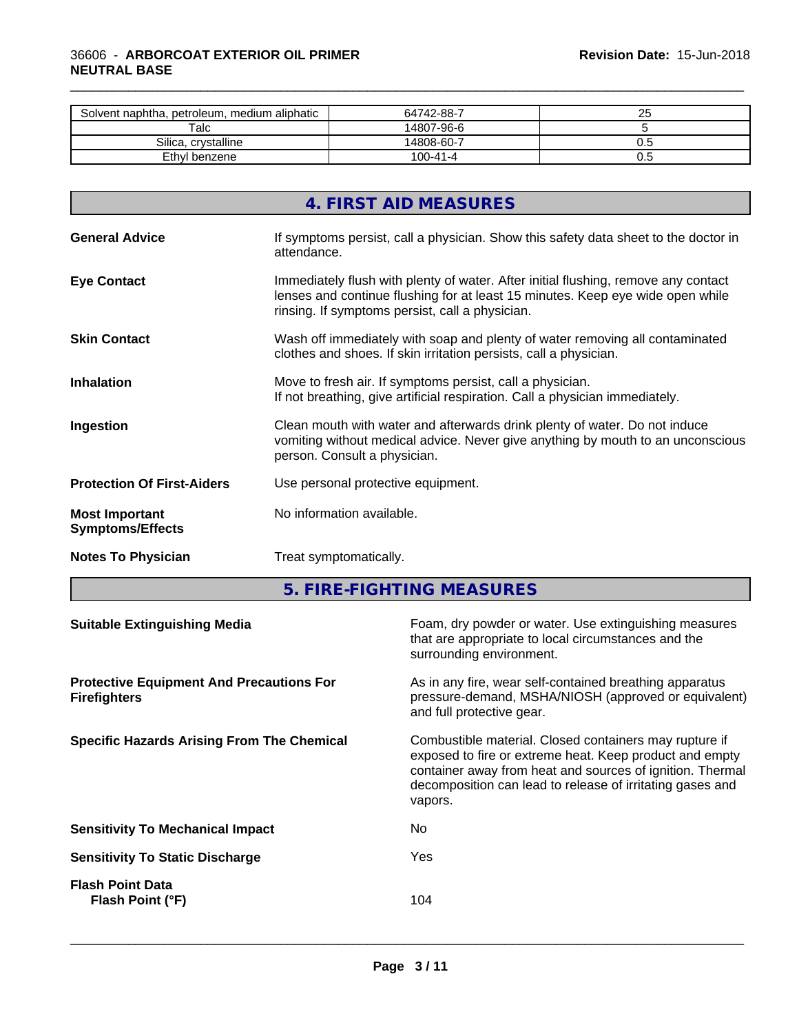| Solvent naphtha, petroleum, medium aliphatic | 64742-88-7 | 25 |
| --- | --- | --- |
| Talc | 14807-96-6 | 5 |
| Silica, crystalline | 14808-60-7 | 0.5 |
| Ethyl benzene | 100-41-4 | 0.5 |

## 4. FIRST AID MEASURES

**General Advice**
If symptoms persist, call a physician. Show this safety data sheet to the doctor in attendance.

**Eye Contact**
Immediately flush with plenty of water. After initial flushing, remove any contact lenses and continue flushing for at least 15 minutes. Keep eye wide open while rinsing. If symptoms persist, call a physician.

**Skin Contact**
Wash off immediately with soap and plenty of water removing all contaminated clothes and shoes. If skin irritation persists, call a physician.

**Inhalation**
Move to fresh air. If symptoms persist, call a physician.
If not breathing, give artificial respiration. Call a physician immediately.

**Ingestion**
Clean mouth with water and afterwards drink plenty of water. Do not induce vomiting without medical advice. Never give anything by mouth to an unconscious person. Consult a physician.

**Protection Of First-Aiders**
Use personal protective equipment.

**Most Important Symptoms/Effects**
No information available.

**Notes To Physician**
Treat symptomatically.

## 5. FIRE-FIGHTING MEASURES

**Suitable Extinguishing Media**
Foam, dry powder or water. Use extinguishing measures that are appropriate to local circumstances and the surrounding environment.

**Protective Equipment And Precautions For Firefighters**
As in any fire, wear self-contained breathing apparatus pressure-demand, MSHA/NIOSH (approved or equivalent) and full protective gear.

**Specific Hazards Arising From The Chemical**
Combustible material. Closed containers may rupture if exposed to fire or extreme heat. Keep product and empty container away from heat and sources of ignition. Thermal decomposition can lead to release of irritating gases and vapors.

**Sensitivity To Mechanical Impact**
No

**Sensitivity To Static Discharge**
Yes

**Flash Point Data**
**Flash Point (°F)**
104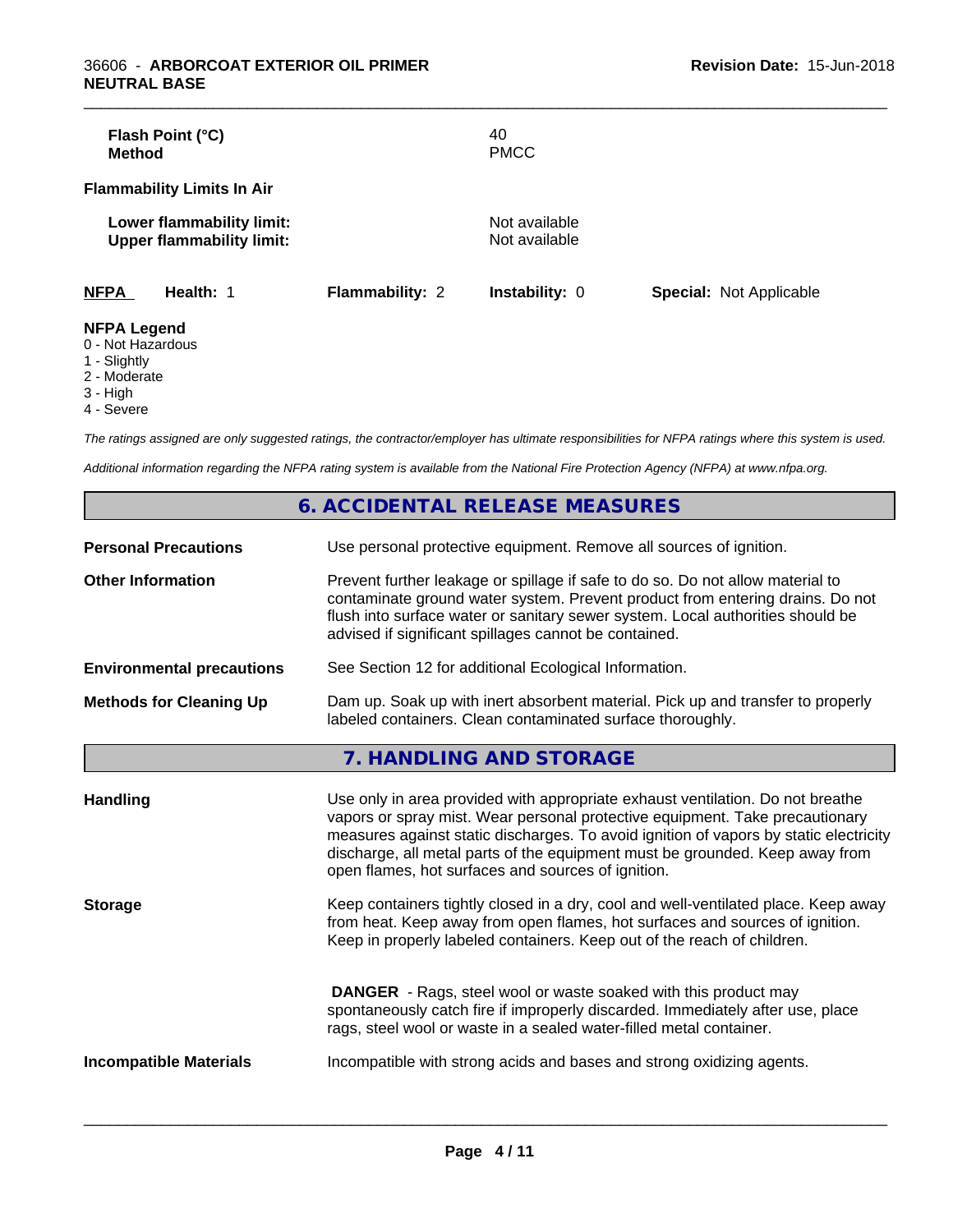| | |
|---|---|
| **Flash Point (°C)** | 40 |
| **Method** | PMCC |

**Flammability Limits In Air**

| | |
|---|---|
| **Lower flammability limit:** | Not available |
| **Upper flammability limit:** | Not available |

| **NFPA** | **Health:** 1 | **Flammability:** 2 | **Instability:** 0 | **Special:** Not Applicable |
|---|---|---|---|---|

**NFPA Legend**

0 - Not Hazardous
1 - Slightly
2 - Moderate
3 - High
4 - Severe

*The ratings assigned are only suggested ratings, the contractor/employer has ultimate responsibilities for NFPA ratings where this system is used.*

*Additional information regarding the NFPA rating system is available from the National Fire Protection Agency (NFPA) at www.nfpa.org.*

## 6. ACCIDENTAL RELEASE MEASURES

| | |
|---|---|
| **Personal Precautions** | Use personal protective equipment. Remove all sources of ignition. |
| **Other Information** | Prevent further leakage or spillage if safe to do so. Do not allow material to contaminate ground water system. Prevent product from entering drains. Do not flush into surface water or sanitary sewer system. Local authorities should be advised if significant spillages cannot be contained. |
| **Environmental precautions** | See Section 12 for additional Ecological Information. |
| **Methods for Cleaning Up** | Dam up. Soak up with inert absorbent material. Pick up and transfer to properly labeled containers. Clean contaminated surface thoroughly. |

## 7. HANDLING AND STORAGE

| | |
|---|---|
| **Handling** | Use only in area provided with appropriate exhaust ventilation. Do not breathe vapors or spray mist. Wear personal protective equipment. Take precautionary measures against static discharges. To avoid ignition of vapors by static electricity discharge, all metal parts of the equipment must be grounded. Keep away from open flames, hot surfaces and sources of ignition. |
| **Storage** | Keep containers tightly closed in a dry, cool and well-ventilated place. Keep away from heat. Keep away from open flames, hot surfaces and sources of ignition. Keep in properly labeled containers. Keep out of the reach of children.<br><br>**DANGER** - Rags, steel wool or waste soaked with this product may spontaneously catch fire if improperly discarded. Immediately after use, place rags, steel wool or waste in a sealed water-filled metal container. |
| **Incompatible Materials** | Incompatible with strong acids and bases and strong oxidizing agents. |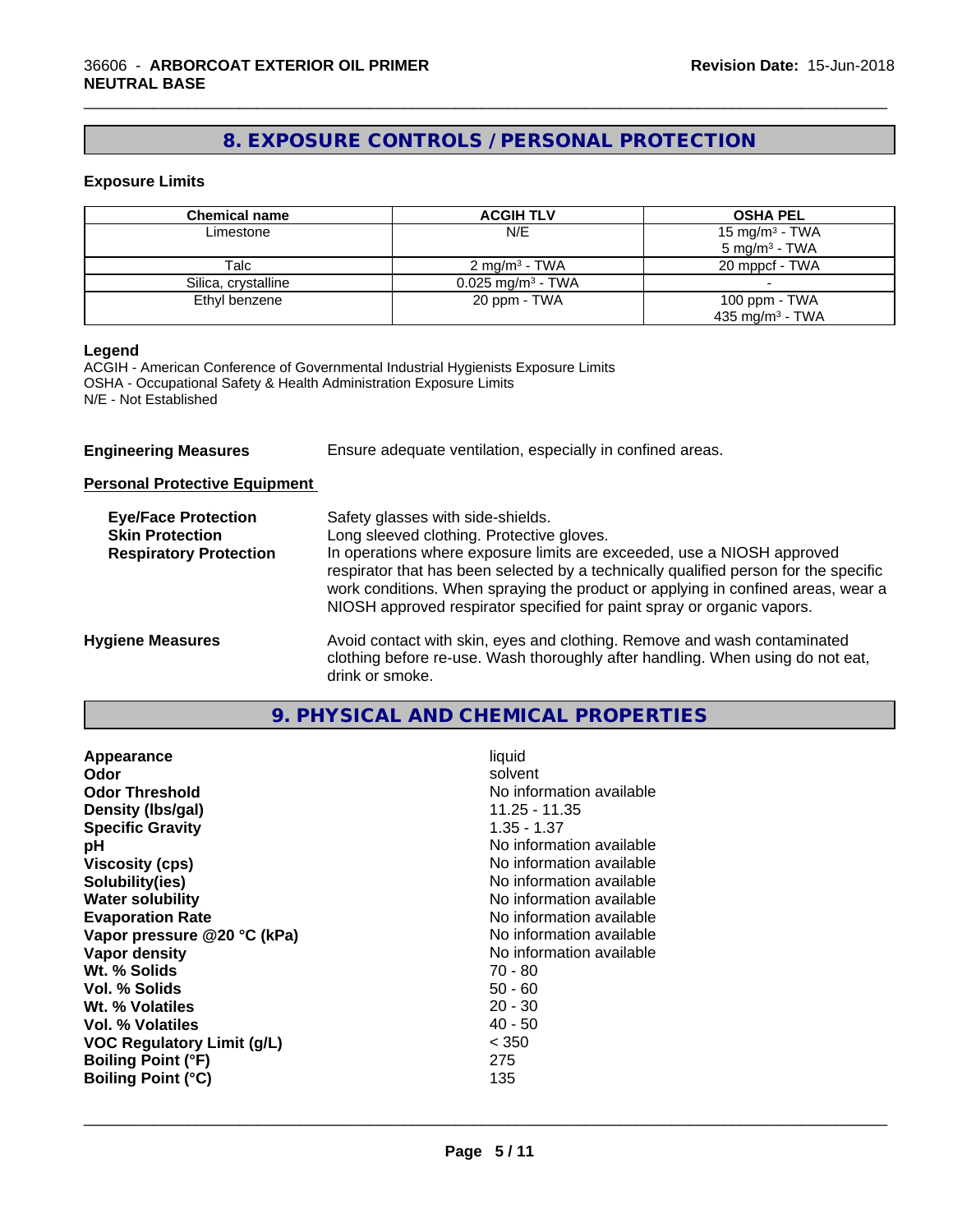## 8. EXPOSURE CONTROLS / PERSONAL PROTECTION

### Exposure Limits

| Chemical name | ACGIH TLV | OSHA PEL |
| --- | --- | --- |
| Limestone | N/E | 15 mg/m³ - TWA<br>5 mg/m³ - TWA |
| Talc | 2 mg/m³ - TWA | 20 mppcf - TWA |
| Silica, crystalline | 0.025 mg/m³ - TWA | - |
| Ethyl benzene | 20 ppm - TWA | 100 ppm - TWA<br>435 mg/m³ - TWA |

**Legend**

ACGIH - American Conference of Governmental Industrial Hygienists Exposure Limits
OSHA - Occupational Safety & Health Administration Exposure Limits
N/E - Not Established

**Engineering Measures** Ensure adequate ventilation, especially in confined areas.

**Personal Protective Equipment**

**Eye/Face Protection** Safety glasses with side-shields.

**Skin Protection** Long sleeved clothing. Protective gloves.

**Respiratory Protection** In operations where exposure limits are exceeded, use a NIOSH approved respirator that has been selected by a technically qualified person for the specific work conditions. When spraying the product or applying in confined areas, wear a NIOSH approved respirator specified for paint spray or organic vapors.

**Hygiene Measures** Avoid contact with skin, eyes and clothing. Remove and wash contaminated clothing before re-use. Wash thoroughly after handling. When using do not eat, drink or smoke.

## 9. PHYSICAL AND CHEMICAL PROPERTIES

| | |
| --- | --- |
| **Appearance** | liquid |
| **Odor** | solvent |
| **Odor Threshold** | No information available |
| **Density (lbs/gal)** | 11.25 - 11.35 |
| **Specific Gravity** | 1.35 - 1.37 |
| **pH** | No information available |
| **Viscosity (cps)** | No information available |
| **Solubility(ies)** | No information available |
| **Water solubility** | No information available |
| **Evaporation Rate** | No information available |
| **Vapor pressure @20 °C (kPa)** | No information available |
| **Vapor density** | No information available |
| **Wt. % Solids** | 70 - 80 |
| **Vol. % Solids** | 50 - 60 |
| **Wt. % Volatiles** | 20 - 30 |
| **Vol. % Volatiles** | 40 - 50 |
| **VOC Regulatory Limit (g/L)** | < 350 |
| **Boiling Point (°F)** | 275 |
| **Boiling Point (°C)** | 135 |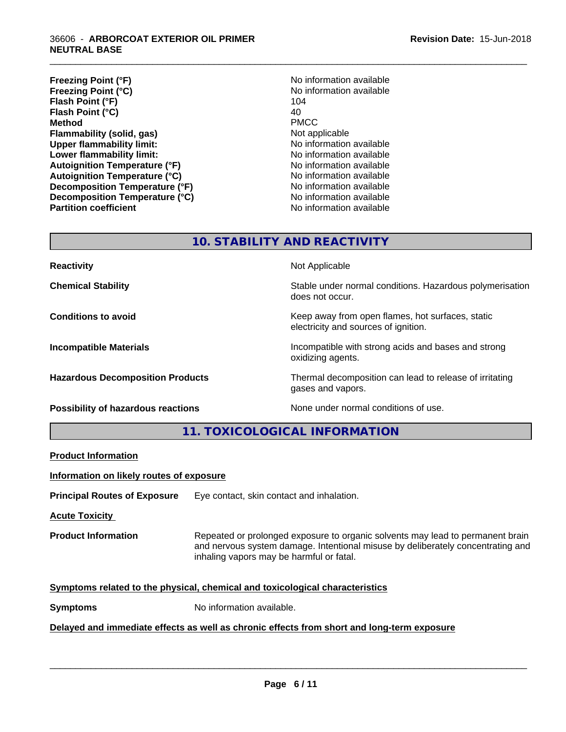| | |
|---|---|
| **Freezing Point (°F)** | No information available |
| **Freezing Point (°C)** | No information available |
| **Flash Point (°F)** | 104 |
| **Flash Point (°C)** | 40 |
| **Method** | PMCC |
| **Flammability (solid, gas)** | Not applicable |
| **Upper flammability limit:** | No information available |
| **Lower flammability limit:** | No information available |
| **Autoignition Temperature (°F)** | No information available |
| **Autoignition Temperature (°C)** | No information available |
| **Decomposition Temperature (°F)** | No information available |
| **Decomposition Temperature (°C)** | No information available |
| **Partition coefficient** | No information available |

## 10. STABILITY AND REACTIVITY

| | |
|---|---|
| **Reactivity** | Not Applicable |
| **Chemical Stability** | Stable under normal conditions. Hazardous polymerisation does not occur. |
| **Conditions to avoid** | Keep away from open flames, hot surfaces, static electricity and sources of ignition. |
| **Incompatible Materials** | Incompatible with strong acids and bases and strong oxidizing agents. |
| **Hazardous Decomposition Products** | Thermal decomposition can lead to release of irritating gases and vapors. |
| **Possibility of hazardous reactions** | None under normal conditions of use. |

## 11. TOXICOLOGICAL INFORMATION

**Product Information**

**Information on likely routes of exposure**

**Principal Routes of Exposure** Eye contact, skin contact and inhalation.

**Acute Toxicity**

**Product Information** Repeated or prolonged exposure to organic solvents may lead to permanent brain and nervous system damage. Intentional misuse by deliberately concentrating and inhaling vapors may be harmful or fatal.

**Symptoms related to the physical, chemical and toxicological characteristics**

**Symptoms** No information available.

**Delayed and immediate effects as well as chronic effects from short and long-term exposure**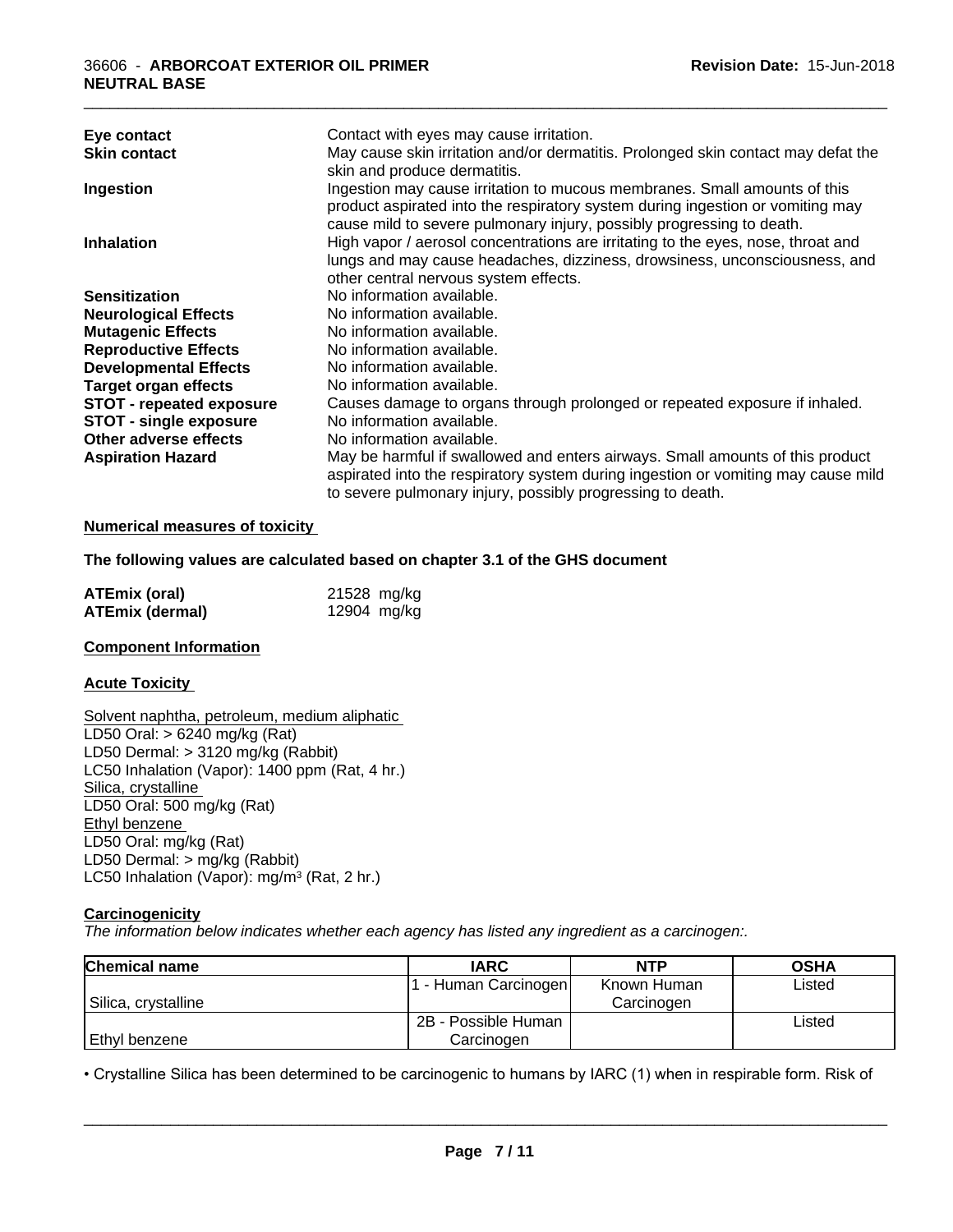| | |
|---|---|
| **Eye contact** | Contact with eyes may cause irritation. |
| **Skin contact** | May cause skin irritation and/or dermatitis. Prolonged skin contact may defat the skin and produce dermatitis. |
| **Ingestion** | Ingestion may cause irritation to mucous membranes. Small amounts of this product aspirated into the respiratory system during ingestion or vomiting may cause mild to severe pulmonary injury, possibly progressing to death. |
| **Inhalation** | High vapor / aerosol concentrations are irritating to the eyes, nose, throat and lungs and may cause headaches, dizziness, drowsiness, unconsciousness, and other central nervous system effects. |
| **Sensitization** | No information available. |
| **Neurological Effects** | No information available. |
| **Mutagenic Effects** | No information available. |
| **Reproductive Effects** | No information available. |
| **Developmental Effects** | No information available. |
| **Target organ effects** | No information available. |
| **STOT - repeated exposure** | Causes damage to organs through prolonged or repeated exposure if inhaled. |
| **STOT - single exposure** | No information available. |
| **Other adverse effects** | No information available. |
| **Aspiration Hazard** | May be harmful if swallowed and enters airways. Small amounts of this product aspirated into the respiratory system during ingestion or vomiting may cause mild to severe pulmonary injury, possibly progressing to death. |

**Numerical measures of toxicity**

**The following values are calculated based on chapter 3.1 of the GHS document**

| | |
|---|---|
| **ATEmix (oral)** | 21528 mg/kg |
| **ATEmix (dermal)** | 12904 mg/kg |

**Component Information**

**Acute Toxicity**

Solvent naphtha, petroleum, medium aliphatic
LD50 Oral: > 6240 mg/kg (Rat)
LD50 Dermal: > 3120 mg/kg (Rabbit)
LC50 Inhalation (Vapor): 1400 ppm (Rat, 4 hr.)
Silica, crystalline
LD50 Oral: 500 mg/kg (Rat)
Ethyl benzene
LD50 Oral: mg/kg (Rat)
LD50 Dermal: > mg/kg (Rabbit)
LC50 Inhalation (Vapor): mg/m$^3$ (Rat, 2 hr.)

**Carcinogenicity**

*The information below indicates whether each agency has listed any ingredient as a carcinogen:.*

| Chemical name | IARC | NTP | OSHA |
|---|---|---|---|
| Silica, crystalline | 1 - Human Carcinogen | Known Human Carcinogen | Listed |
| Ethyl benzene | 2B - Possible Human Carcinogen | | Listed |

• Crystalline Silica has been determined to be carcinogenic to humans by IARC (1) when in respirable form. Risk of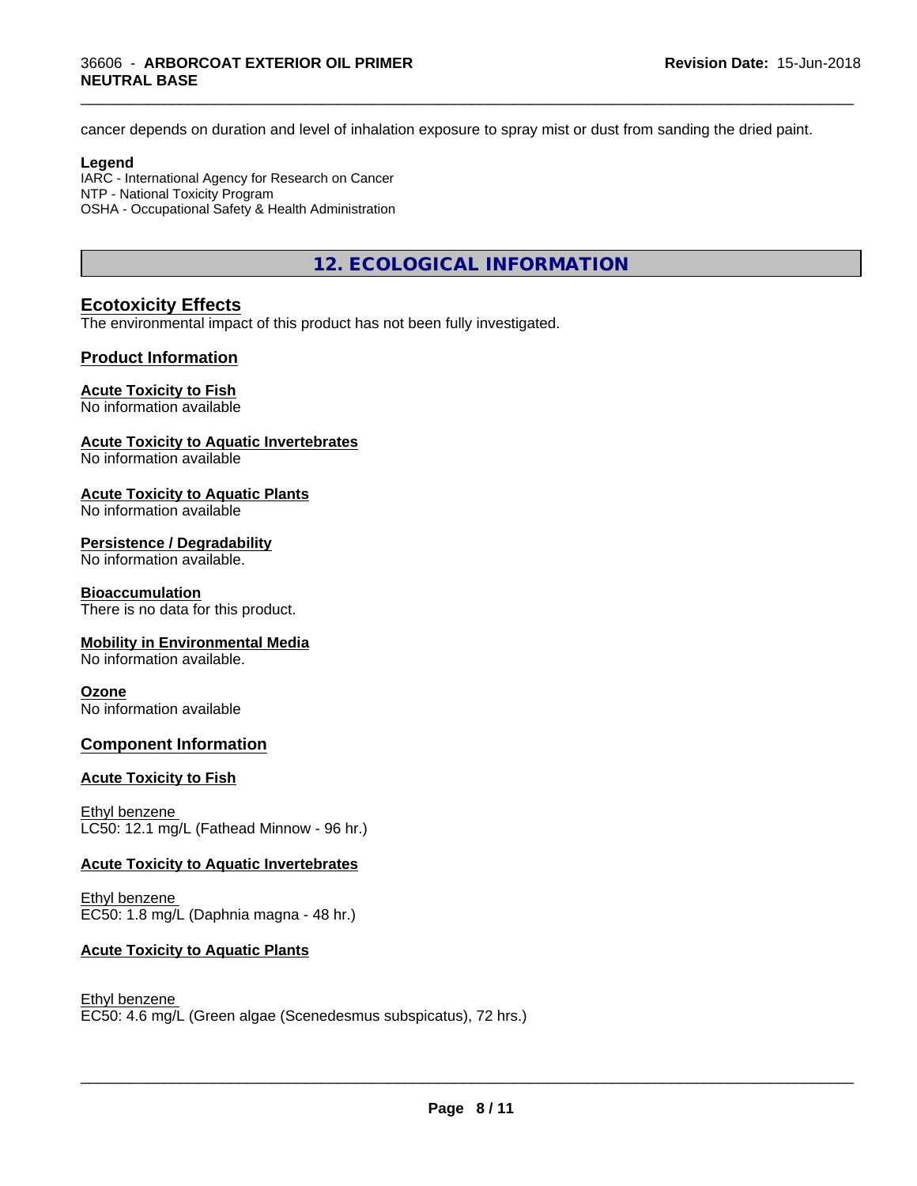cancer depends on duration and level of inhalation exposure to spray mist or dust from sanding the dried paint.

**Legend**
IARC - International Agency for Research on Cancer
NTP - National Toxicity Program
OSHA - Occupational Safety & Health Administration

## 12. ECOLOGICAL INFORMATION

### Ecotoxicity Effects

The environmental impact of this product has not been fully investigated.

### Product Information

**Acute Toxicity to Fish**
No information available

**Acute Toxicity to Aquatic Invertebrates**
No information available

**Acute Toxicity to Aquatic Plants**
No information available

**Persistence / Degradability**
No information available.

**Bioaccumulation**
There is no data for this product.

**Mobility in Environmental Media**
No information available.

**Ozone**
No information available

### Component Information

**Acute Toxicity to Fish**

Ethyl benzene
LC50: 12.1 mg/L (Fathead Minnow - 96 hr.)

**Acute Toxicity to Aquatic Invertebrates**

Ethyl benzene
EC50: 1.8 mg/L (Daphnia magna - 48 hr.)

**Acute Toxicity to Aquatic Plants**

Ethyl benzene
EC50: 4.6 mg/L (Green algae (Scenedesmus subspicatus), 72 hrs.)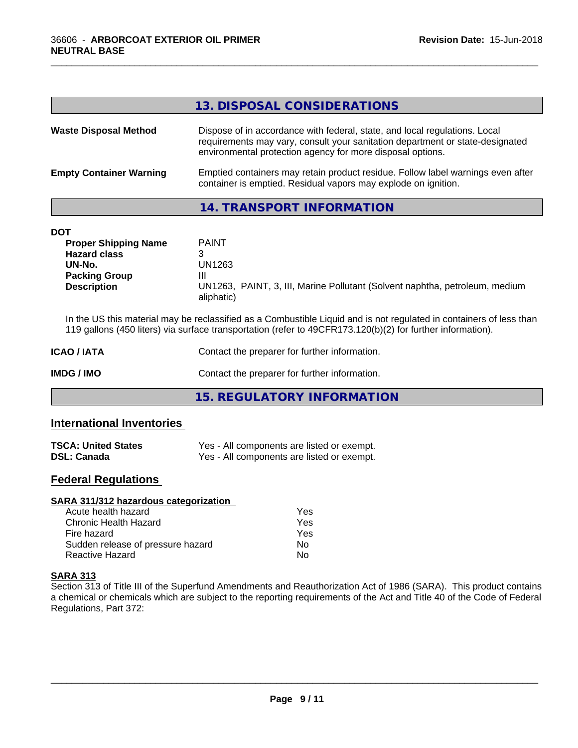## 13. DISPOSAL CONSIDERATIONS

**Waste Disposal Method** Dispose of in accordance with federal, state, and local regulations. Local requirements may vary, consult your sanitation department or state-designated environmental protection agency for more disposal options.

**Empty Container Warning** Emptied containers may retain product residue. Follow label warnings even after container is emptied. Residual vapors may explode on ignition.

## 14. TRANSPORT INFORMATION

**DOT**

| | |
|---|---|
| **Proper Shipping Name** | PAINT |
| **Hazard class** | 3 |
| **UN-No.** | UN1263 |
| **Packing Group** | III |
| **Description** | UN1263, PAINT, 3, III, Marine Pollutant (Solvent naphtha, petroleum, medium aliphatic) |

In the US this material may be reclassified as a Combustible Liquid and is not regulated in containers of less than 119 gallons (450 liters) via surface transportation (refer to 49CFR173.120(b)(2) for further information).

**ICAO / IATA** Contact the preparer for further information.

**IMDG / IMO** Contact the preparer for further information.

## 15. REGULATORY INFORMATION

### International Inventories

| | |
|---|---|
| **TSCA: United States** | Yes - All components are listed or exempt. |
| **DSL: Canada** | Yes - All components are listed or exempt. |

### Federal Regulations

**SARA 311/312 hazardous categorization**

| | |
|---|---|
| Acute health hazard | Yes |
| Chronic Health Hazard | Yes |
| Fire hazard | Yes |
| Sudden release of pressure hazard | No |
| Reactive Hazard | No |

**SARA 313**

Section 313 of Title III of the Superfund Amendments and Reauthorization Act of 1986 (SARA). This product contains a chemical or chemicals which are subject to the reporting requirements of the Act and Title 40 of the Code of Federal Regulations, Part 372: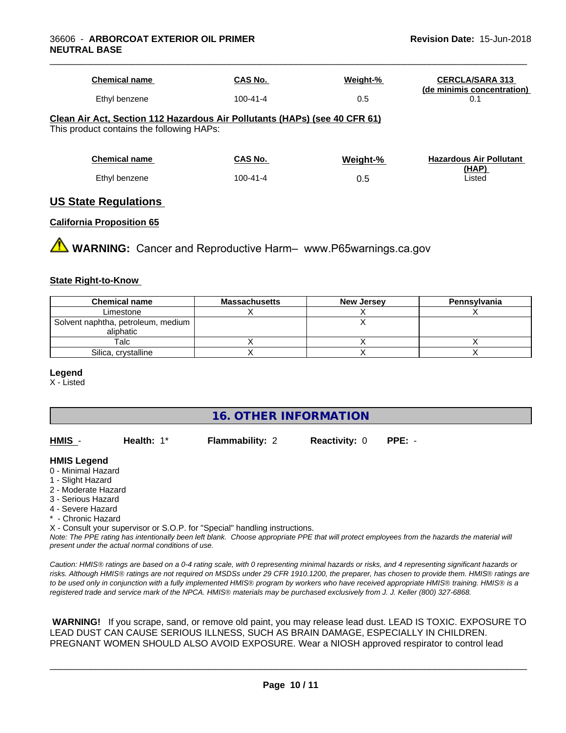| Chemical name | CAS No. | Weight-% | CERCLA/SARA 313 (de minimis concentration) |
| --- | --- | --- | --- |
| Ethyl benzene | 100-41-4 | 0.5 | 0.1 |

**Clean Air Act, Section 112 Hazardous Air Pollutants (HAPs) (see 40 CFR 61)**

This product contains the following HAPs:

| Chemical name | CAS No. | Weight-% | Hazardous Air Pollutant (HAP) |
| --- | --- | --- | --- |
| Ethyl benzene | 100-41-4 | 0.5 | Listed |

## US State Regulations

### California Proposition 65

⚠ **WARNING:** Cancer and Reproductive Harm– www.P65warnings.ca.gov

### State Right-to-Know

| Chemical name | Massachusetts | New Jersey | Pennsylvania |
| --- | --- | --- | --- |
| Limestone | X | X | X |
| Solvent naphtha, petroleum, medium aliphatic | | X | |
| Talc | X | X | X |
| Silica, crystalline | X | X | X |

**Legend**

X - Listed

## 16. OTHER INFORMATION

**HMIS** - **Health:** 1* **Flammability:** 2 **Reactivity:** 0 **PPE:** -

**HMIS Legend**

0 - Minimal Hazard
1 - Slight Hazard
2 - Moderate Hazard
3 - Serious Hazard
4 - Severe Hazard
* - Chronic Hazard
X - Consult your supervisor or S.O.P. for "Special" handling instructions.

*Note: The PPE rating has intentionally been left blank. Choose appropriate PPE that will protect employees from the hazards the material will present under the actual normal conditions of use.*

*Caution: HMIS® ratings are based on a 0-4 rating scale, with 0 representing minimal hazards or risks, and 4 representing significant hazards or risks. Although HMIS® ratings are not required on MSDSs under 29 CFR 1910.1200, the preparer, has chosen to provide them. HMIS® ratings are to be used only in conjunction with a fully implemented HMIS® program by workers who have received appropriate HMIS® training. HMIS® is a registered trade and service mark of the NPCA. HMIS® materials may be purchased exclusively from J. J. Keller (800) 327-6868.*

**WARNING!** If you scrape, sand, or remove old paint, you may release lead dust. LEAD IS TOXIC. EXPOSURE TO LEAD DUST CAN CAUSE SERIOUS ILLNESS, SUCH AS BRAIN DAMAGE, ESPECIALLY IN CHILDREN. PREGNANT WOMEN SHOULD ALSO AVOID EXPOSURE. Wear a NIOSH approved respirator to control lead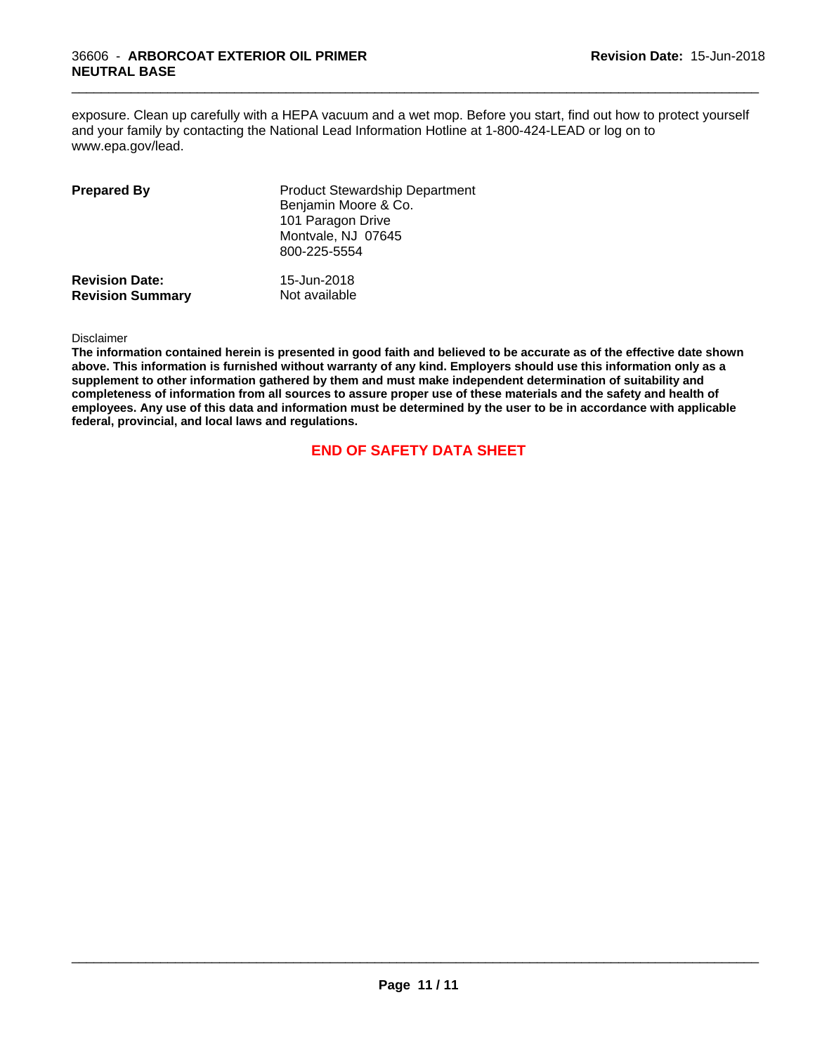exposure. Clean up carefully with a HEPA vacuum and a wet mop. Before you start, find out how to protect yourself and your family by contacting the National Lead Information Hotline at 1-800-424-LEAD or log on to www.epa.gov/lead.

| | |
|---|---|
| **Prepared By** | Product Stewardship Department<br>Benjamin Moore & Co.<br>101 Paragon Drive<br>Montvale, NJ 07645<br>800-225-5554 |
| **Revision Date:** | 15-Jun-2018 |
| **Revision Summary** | Not available |

Disclaimer

**The information contained herein is presented in good faith and believed to be accurate as of the effective date shown above. This information is furnished without warranty of any kind. Employers should use this information only as a supplement to other information gathered by them and must make independent determination of suitability and completeness of information from all sources to assure proper use of these materials and the safety and health of employees. Any use of this data and information must be determined by the user to be in accordance with applicable federal, provincial, and local laws and regulations.**

**END OF SAFETY DATA SHEET**